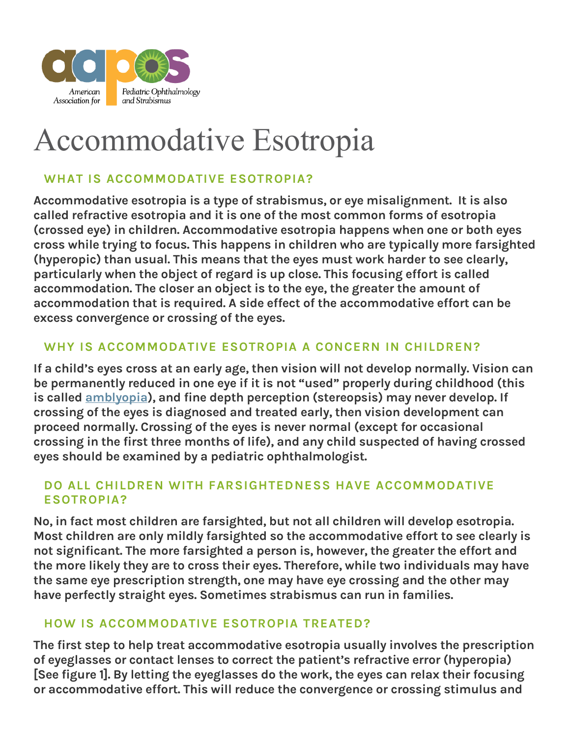American Association for Pediatric Ophthalmology and Strabismus

# Accommodative Esotropia

## WHAT IS ACCOMMODATIVE ESOTROPIA?

**Accommodative esotropia is a type of strabismus, or eye misalignment. It is also called refractive esotropia and it is one of the most common forms of esotropia (crossed eye) in children. Accommodative esotropia happens when one or both eyes cross while trying to focus. This happens in children who are typically more farsighted (hyperopic) than usual. This means that the eyes must work harder to see clearly, particularly when the object of regard is up close. This focusing effort is called accommodation. The closer an object is to the eye, the greater the amount of accommodation that is required. A side effect of the accommodative effort can be excess convergence or crossing of the eyes.**

## WHY IS ACCOMMODATIVE ESOTROPIA A CONCERN IN CHILDREN?

**If a child's eyes cross at an early age, then vision will not develop normally. Vision can be permanently reduced in one eye if it is not "used" properly during childhood (this is called amblyopia), and fine depth perception (stereopsis) may never develop. If crossing of the eyes is diagnosed and treated early, then vision development can proceed normally. Crossing of the eyes is never normal (except for occasional crossing in the first three months of life), and any child suspected of having crossed eyes should be examined by a pediatric ophthalmologist.**

## DO ALL CHILDREN WITH FARSIGHTEDNESS HAVE ACCOMMODATIVE ESOTROPIA?

**No, in fact most children are farsighted, but not all children will develop esotropia. Most children are only mildly farsighted so the accommodative effort to see clearly is not significant. The more farsighted a person is, however, the greater the effort and the more likely they are to cross their eyes. Therefore, while two individuals may have the same eye prescription strength, one may have eye crossing and the other may have perfectly straight eyes. Sometimes strabismus can run in families.**

## HOW IS ACCOMMODATIVE ESOTROPIA TREATED?

**The first step to help treat accommodative esotropia usually involves the prescription of eyeglasses or contact lenses to correct the patient's refractive error (hyperopia) [See figure 1]. By letting the eyeglasses do the work, the eyes can relax their focusing or accommodative effort. This will reduce the convergence or crossing stimulus and**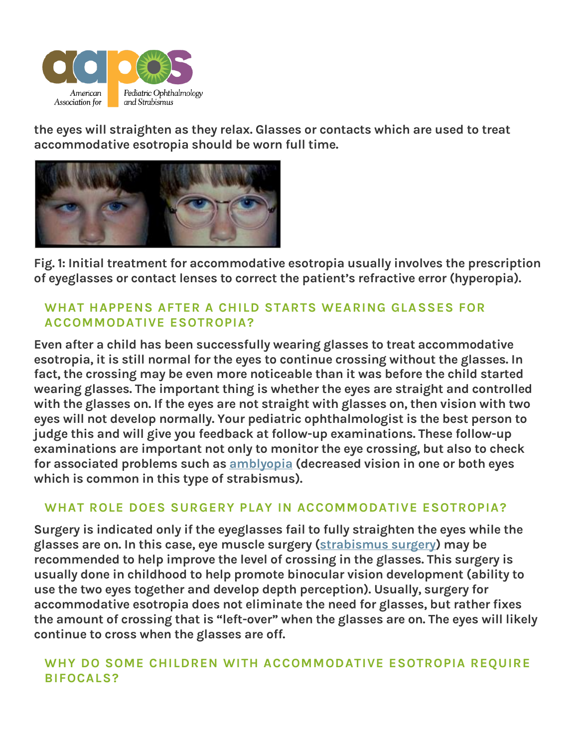the eyes will straighten as they relax. Glasses or contacts which are used to treat accommodative esotropia should be worn full time.

Fig. 1: Initial treatment for accommodative esotropia usually involves the prescription of eyeglasses or contact lenses to correct the patient's refractive error (hyperopia).

## WHAT HAPPENS AFTER A CHILD STARTS WEARING GLASSES FOR ACCOMMODATIVE ESOTROPIA?

Even after a child has been successfully wearing glasses to treat accommodative esotropia, it is still normal for the eyes to continue crossing without the glasses. In fact, the crossing may be even more noticeable than it was before the child started wearing glasses. The important thing is whether the eyes are straight and controlled with the glasses on. If the eyes are not straight with glasses on, then vision with two eyes will not develop normally. Your pediatric ophthalmologist is the best person to judge this and will give you feedback at follow-up examinations. These follow-up examinations are important not only to monitor the eye crossing, but also to check for associated problems such as amblyopia (decreased vision in one or both eyes which is common in this type of strabismus).

## WHAT ROLE DOES SURGERY PLAY IN ACCOMMODATIVE ESOTROPIA?

Surgery is indicated only if the eyeglasses fail to fully straighten the eyes while the glasses are on. In this case, eye muscle surgery (strabismus surgery) may be recommended to help improve the level of crossing in the glasses. This surgery is usually done in childhood to help promote binocular vision development (ability to use the two eyes together and develop depth perception). Usually, surgery for accommodative esotropia does not eliminate the need for glasses, but rather fixes the amount of crossing that is "left-over" when the glasses are on. The eyes will likely continue to cross when the glasses are off.

## WHY DO SOME CHILDREN WITH ACCOMMODATIVE ESOTROPIA REQUIRE BIFOCALS?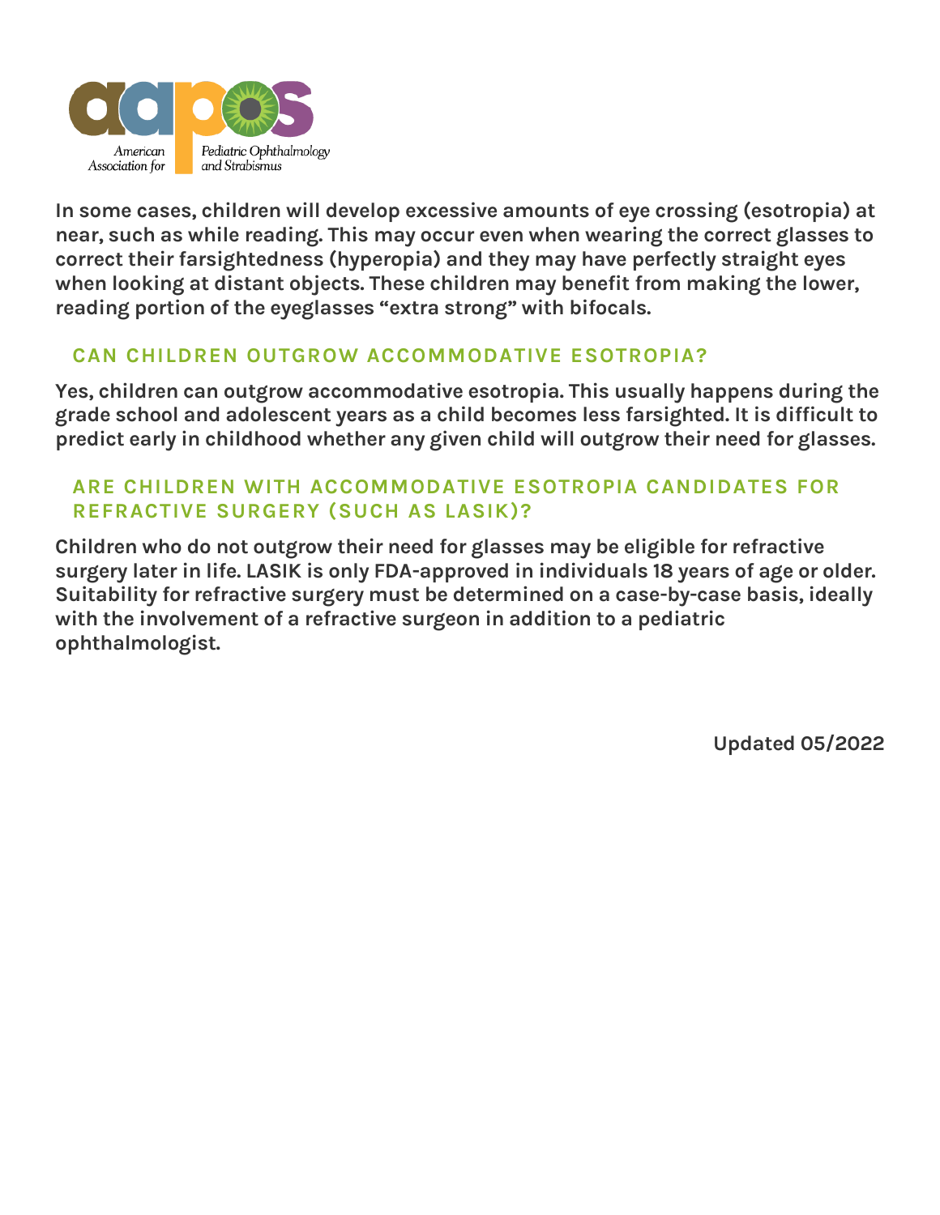In some cases, children will develop excessive amounts of eye crossing (esotropia) at near, such as while reading. This may occur even when wearing the correct glasses to correct their farsightedness (hyperopia) and they may have perfectly straight eyes when looking at distant objects. These children may benefit from making the lower, reading portion of the eyeglasses "extra strong" with bifocals.

## CAN CHILDREN OUTGROW ACCOMMODATIVE ESOTROPIA?

Yes, children can outgrow accommodative esotropia. This usually happens during the grade school and adolescent years as a child becomes less farsighted. It is difficult to predict early in childhood whether any given child will outgrow their need for glasses.

## ARE CHILDREN WITH ACCOMMODATIVE ESOTROPIA CANDIDATES FOR REFRACTIVE SURGERY (SUCH AS LASIK)?

Children who do not outgrow their need for glasses may be eligible for refractive surgery later in life. LASIK is only FDA-approved in individuals 18 years of age or older. Suitability for refractive surgery must be determined on a case-by-case basis, ideally with the involvement of a refractive surgeon in addition to a pediatric ophthalmologist.

Updated 05/2022